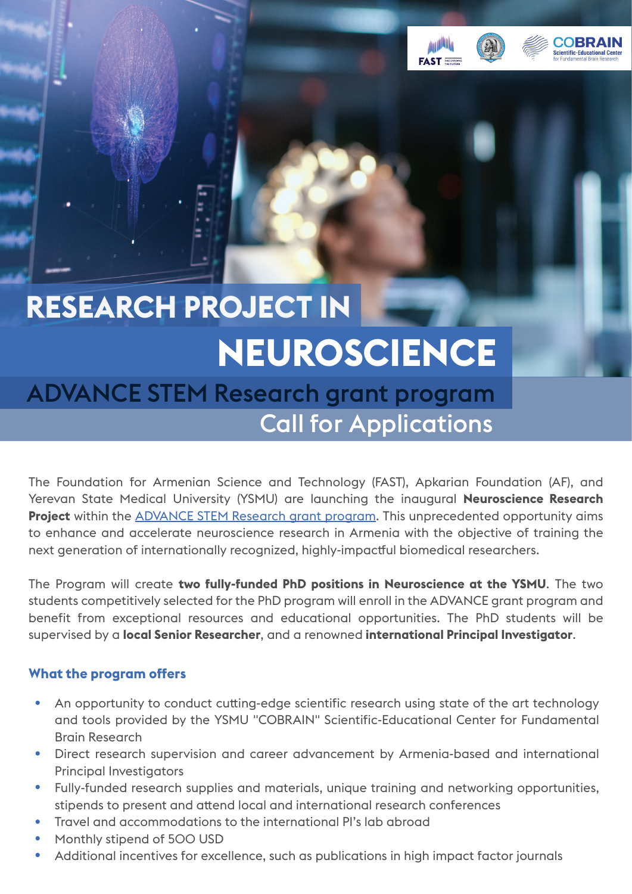# RESEARCH PROJECT IN NEUROSCIENCE

## ADVANCE STEM Research grant program

### Call for Applications

The Foundation for Armenian Science and Technology (FAST), Apkarian Foundation (AF), and Yerevan State Medical University (YSMU) are launching the inaugural **Neuroscience Research Project** within the ADVANCE STEM Research grant program. This unprecedented opportunity aims to enhance and accelerate neuroscience research in Armenia with the objective of training the next generation of internationally recognized, highly-impactful biomedical researchers.

The Program will create **two fully-funded PhD positions in Neuroscience at the YSMU**. The two students competitively selected for the PhD program will enroll in the ADVANCE grant program and benefit from exceptional resources and educational opportunities. The PhD students will be supervised by a **local Senior Researcher**, and a renowned **international Principal Investigator**.

### What the program offers

- An opportunity to conduct cutting-edge scientific research using state of the art technology and tools provided by the YSMU "COBRAIN" Scientific-Educational Center for Fundamental Brain Research
- Direct research supervision and career advancement by Armenia-based and international Principal Investigators
- Fully-funded research supplies and materials, unique training and networking opportunities, stipends to present and attend local and international research conferences
- Travel and accommodations to the international PI's lab abroad
- Monthly stipend of 500 USD
- Additional incentives for excellence, such as publications in high impact factor journals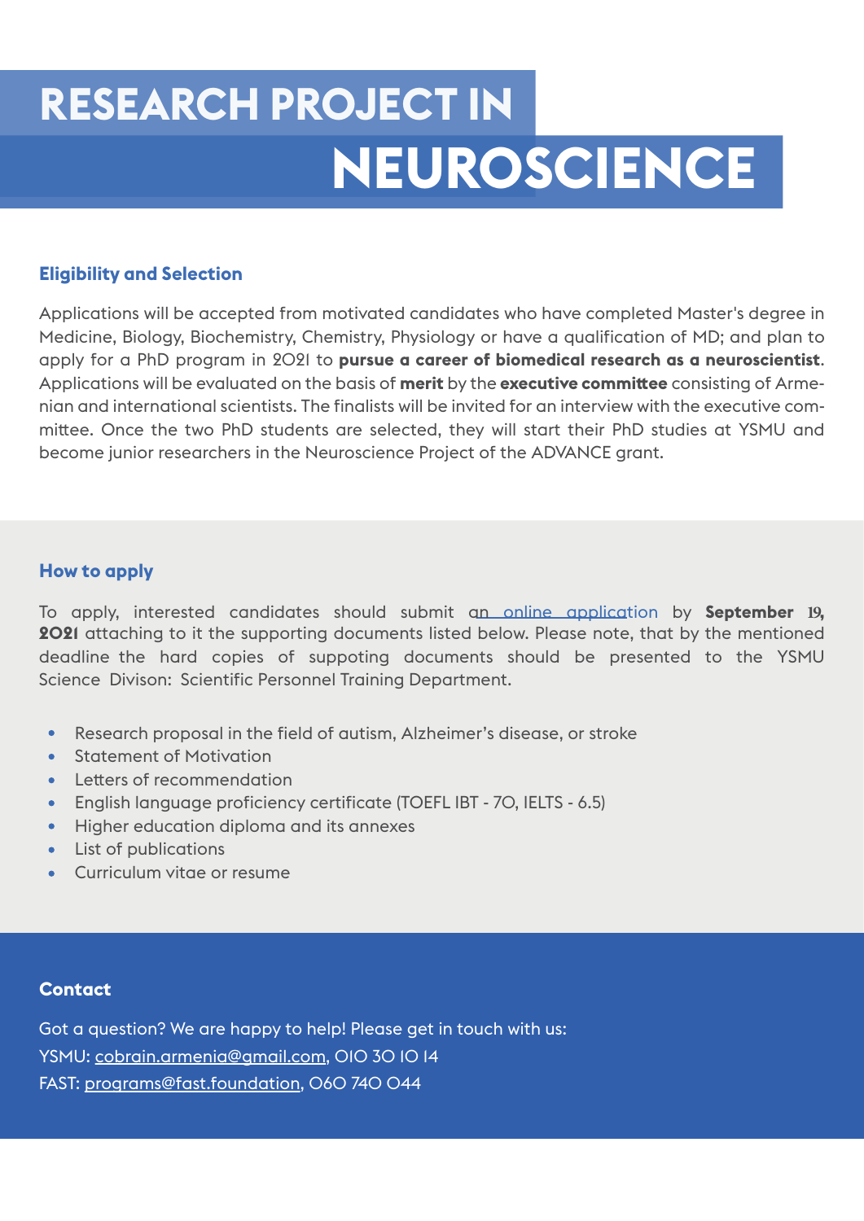# RESEARCH PROJECT IN NEUROSCIENCE

### Eligibility and Selection

Applications will be accepted from motivated candidates who have completed Master's degree in Medicine, Biology, Biochemistry, Chemistry, Physiology or have a qualification of MD; and plan to apply for a PhD program in 2021 to **pursue a career of biomedical research as a neuroscientist**. Applications will be evaluated on the basis of **merit** by the **executive committee** consisting of Armenian and international scientists. The finalists will be invited for an interview with the executive committee. Once the two PhD students are selected, they will start their PhD studies at YSMU and become junior researchers in the Neuroscience Project of the ADVANCE grant.

### How to apply

To apply, interested candidates should submit an online application by **September 19, 2021** attaching to it the supporting documents listed below. Please note, that by the mentioned deadline the hard copies of suppoting documents should be presented to the YSMU Science Divison: Scientific Personnel Training Department.

- Research proposal in the field of autism, Alzheimer's disease, or stroke
- Statement of Motivation
- Letters of recommendation
- English language proficiency certificate (TOEFL IBT - 70, IELTS - 6.5)
- Higher education diploma and its annexes
- List of publications
- Curriculum vitae or resume

### Contact

Got a question? We are happy to help! Please get in touch with us:
YSMU: cobrain.armenia@gmail.com, 010 30 10 14
FAST: programs@fast.foundation, 060 740 044